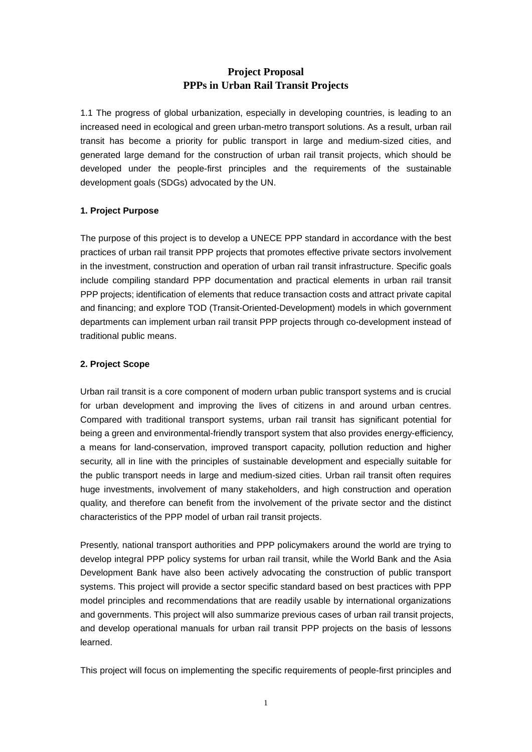# Project Proposal
# PPPs in Urban Rail Transit Projects

1.1 The progress of global urbanization, especially in developing countries, is leading to an increased need in ecological and green urban-metro transport solutions. As a result, urban rail transit has become a priority for public transport in large and medium-sized cities, and generated large demand for the construction of urban rail transit projects, which should be developed under the people-first principles and the requirements of the sustainable development goals (SDGs) advocated by the UN.

## 1. Project Purpose

The purpose of this project is to develop a UNECE PPP standard in accordance with the best practices of urban rail transit PPP projects that promotes effective private sectors involvement in the investment, construction and operation of urban rail transit infrastructure. Specific goals include compiling standard PPP documentation and practical elements in urban rail transit PPP projects; identification of elements that reduce transaction costs and attract private capital and financing; and explore TOD (Transit-Oriented-Development) models in which government departments can implement urban rail transit PPP projects through co-development instead of traditional public means.

## 2. Project Scope

Urban rail transit is a core component of modern urban public transport systems and is crucial for urban development and improving the lives of citizens in and around urban centres. Compared with traditional transport systems, urban rail transit has significant potential for being a green and environmental-friendly transport system that also provides energy-efficiency, a means for land-conservation, improved transport capacity, pollution reduction and higher security, all in line with the principles of sustainable development and especially suitable for the public transport needs in large and medium-sized cities. Urban rail transit often requires huge investments, involvement of many stakeholders, and high construction and operation quality, and therefore can benefit from the involvement of the private sector and the distinct characteristics of the PPP model of urban rail transit projects.

Presently, national transport authorities and PPP policymakers around the world are trying to develop integral PPP policy systems for urban rail transit, while the World Bank and the Asia Development Bank have also been actively advocating the construction of public transport systems. This project will provide a sector specific standard based on best practices with PPP model principles and recommendations that are readily usable by international organizations and governments. This project will also summarize previous cases of urban rail transit projects, and develop operational manuals for urban rail transit PPP projects on the basis of lessons learned.

This project will focus on implementing the specific requirements of people-first principles and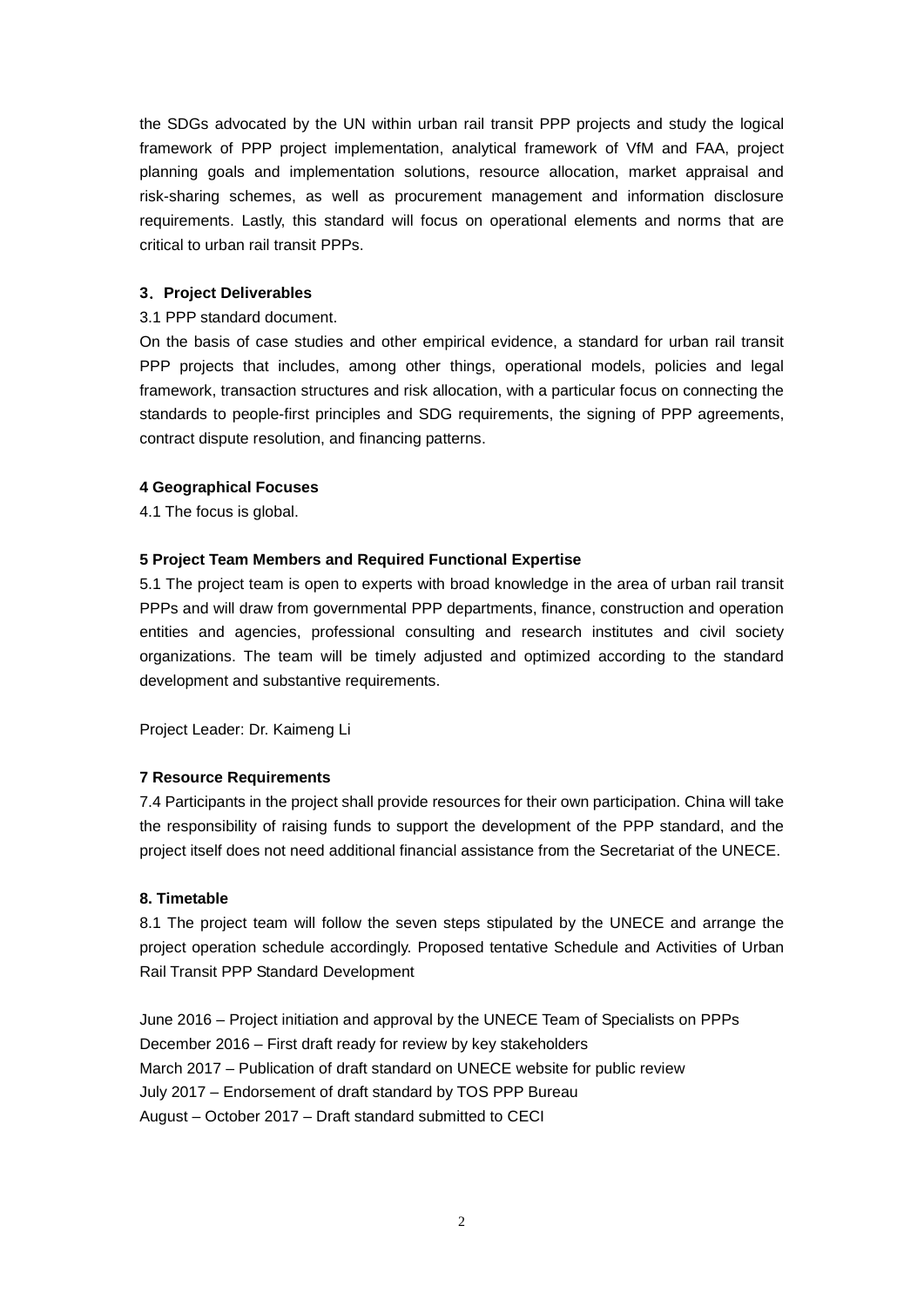the SDGs advocated by the UN within urban rail transit PPP projects and study the logical framework of PPP project implementation, analytical framework of VfM and FAA, project planning goals and implementation solutions, resource allocation, market appraisal and risk-sharing schemes, as well as procurement management and information disclosure requirements. Lastly, this standard will focus on operational elements and norms that are critical to urban rail transit PPPs.

**3．Project Deliverables**

3.1 PPP standard document.

On the basis of case studies and other empirical evidence, a standard for urban rail transit PPP projects that includes, among other things, operational models, policies and legal framework, transaction structures and risk allocation, with a particular focus on connecting the standards to people-first principles and SDG requirements, the signing of PPP agreements, contract dispute resolution, and financing patterns.

**4 Geographical Focuses**

4.1 The focus is global.

**5 Project Team Members and Required Functional Expertise**

5.1 The project team is open to experts with broad knowledge in the area of urban rail transit PPPs and will draw from governmental PPP departments, finance, construction and operation entities and agencies, professional consulting and research institutes and civil society organizations. The team will be timely adjusted and optimized according to the standard development and substantive requirements.

Project Leader: Dr. Kaimeng Li

**7 Resource Requirements**

7.4 Participants in the project shall provide resources for their own participation. China will take the responsibility of raising funds to support the development of the PPP standard, and the project itself does not need additional financial assistance from the Secretariat of the UNECE.

**8. Timetable**

8.1 The project team will follow the seven steps stipulated by the UNECE and arrange the project operation schedule accordingly. Proposed tentative Schedule and Activities of Urban Rail Transit PPP Standard Development

June 2016 – Project initiation and approval by the UNECE Team of Specialists on PPPs
December 2016 – First draft ready for review by key stakeholders
March 2017 – Publication of draft standard on UNECE website for public review
July 2017 – Endorsement of draft standard by TOS PPP Bureau
August – October 2017 – Draft standard submitted to CECI